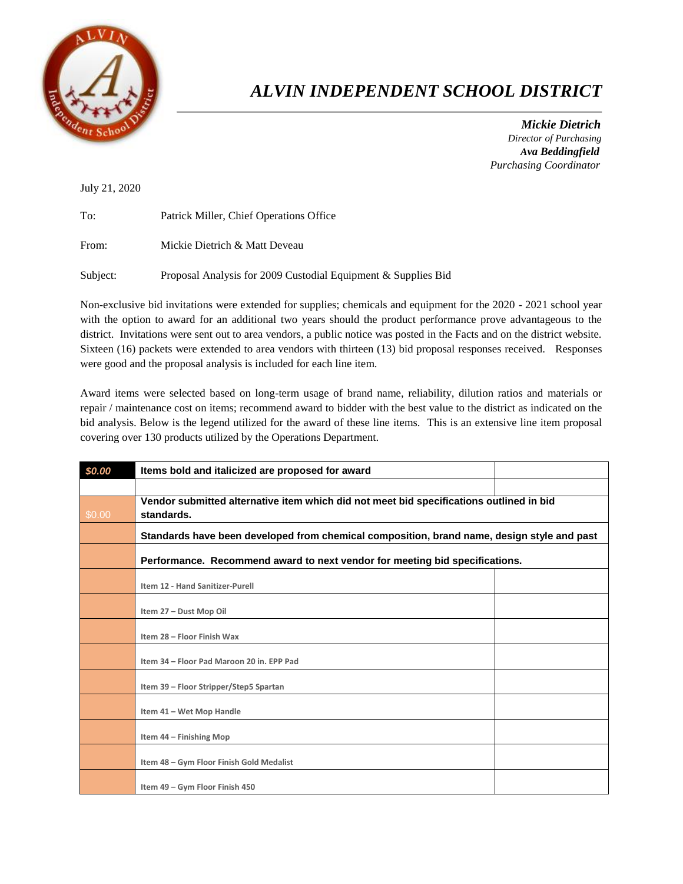# ALVIN INDEPENDENT SCHOOL DISTRICT

***Mickie Dietrich***
*Director of Purchasing*
***Ava Beddingfield***
*Purchasing Coordinator*

July 21, 2020

To: Patrick Miller, Chief Operations Office

From: Mickie Dietrich & Matt Deveau

Subject: Proposal Analysis for 2009 Custodial Equipment & Supplies Bid

Non-exclusive bid invitations were extended for supplies; chemicals and equipment for the 2020 - 2021 school year with the option to award for an additional two years should the product performance prove advantageous to the district. Invitations were sent out to area vendors, a public notice was posted in the Facts and on the district website. Sixteen (16) packets were extended to area vendors with thirteen (13) bid proposal responses received. Responses were good and the proposal analysis is included for each line item.

Award items were selected based on long-term usage of brand name, reliability, dilution ratios and materials or repair / maintenance cost on items; recommend award to bidder with the best value to the district as indicated on the bid analysis. Below is the legend utilized for the award of these line items. This is an extensive line item proposal covering over 130 products utilized by the Operations Department.

| | | |
|---|---|---|
| ***$0.00*** | **Items bold and italicized are proposed for award** | |
| | | |
| $0.00 | **Vendor submitted alternative item which did not meet bid specifications outlined in bid standards.** | |
| | **Standards have been developed from chemical composition, brand name, design style and past** | |
| | **Performance. Recommend award to next vendor for meeting bid specifications.** | |
| | **Item 12 - Hand Sanitizer-Purell** | |
| | **Item 27 – Dust Mop Oil** | |
| | **Item 28 – Floor Finish Wax** | |
| | **Item 34 – Floor Pad Maroon 20 in. EPP Pad** | |
| | **Item 39 – Floor Stripper/Step5 Spartan** | |
| | **Item 41 – Wet Mop Handle** | |
| | **Item 44 – Finishing Mop** | |
| | **Item 48 – Gym Floor Finish Gold Medalist** | |
| | **Item 49 – Gym Floor Finish 450** | |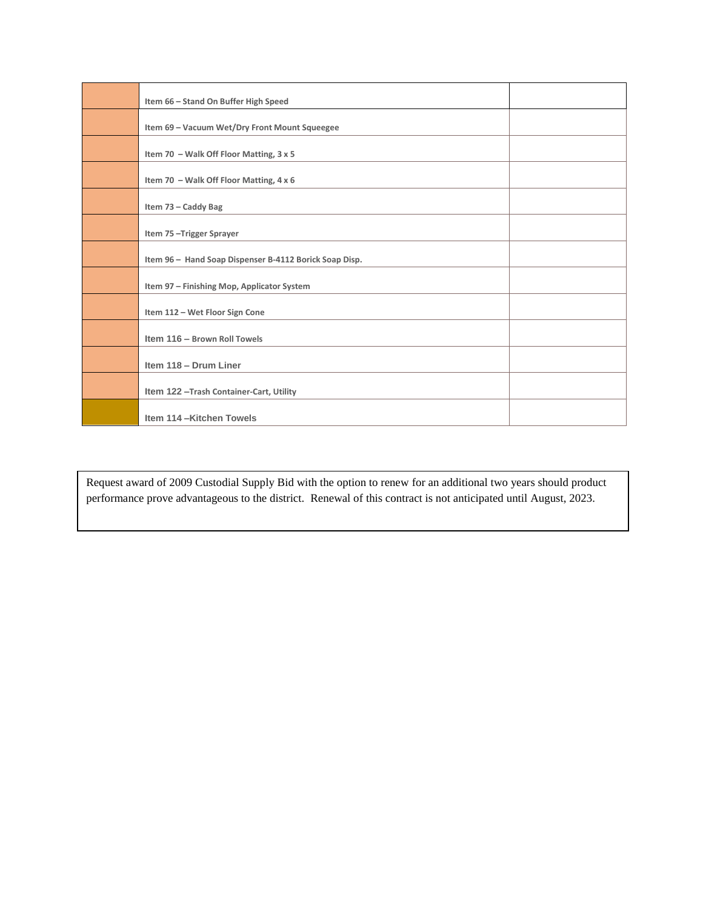| | | |
|---|---|---|
| | Item 66 – Stand On Buffer High Speed | |
| | Item 69 – Vacuum Wet/Dry Front Mount Squeegee | |
| | Item 70 – Walk Off Floor Matting, 3 x 5 | |
| | Item 70 – Walk Off Floor Matting, 4 x 6 | |
| | Item 73 – Caddy Bag | |
| | Item 75 –Trigger Sprayer | |
| | Item 96 – Hand Soap Dispenser B-4112 Borick Soap Disp. | |
| | Item 97 – Finishing Mop, Applicator System | |
| | Item 112 – Wet Floor Sign Cone | |
| | Item 116 – Brown Roll Towels | |
| | Item 118 – Drum Liner | |
| | Item 122 –Trash Container-Cart, Utility | |
| | Item 114 –Kitchen Towels | |

Request award of 2009 Custodial Supply Bid with the option to renew for an additional two years should product performance prove advantageous to the district. Renewal of this contract is not anticipated until August, 2023.